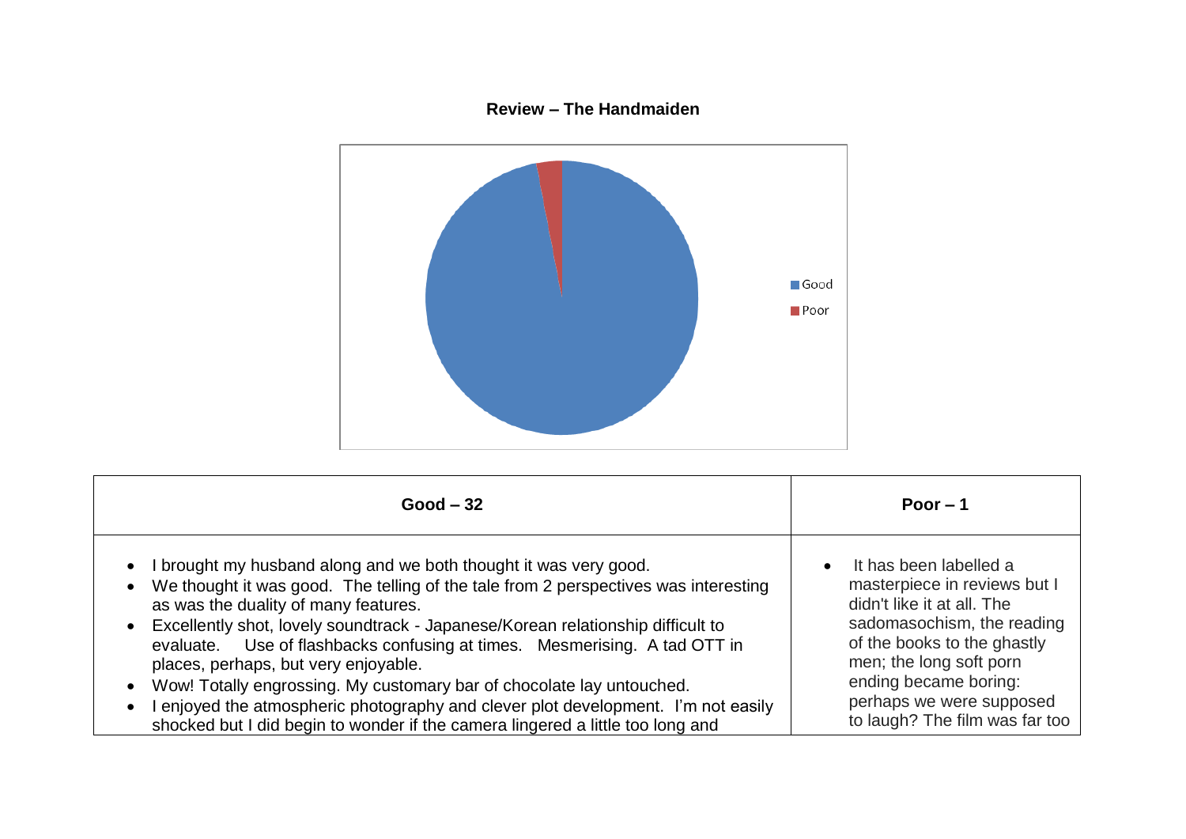**Review – The Handmaiden**

Good
Poor

| Good – 32 | Poor – 1 |
|---|---|
| <ul><li>I brought my husband along and we both thought it was very good.</li><li>We thought it was good. The telling of the tale from 2 perspectives was interesting as was the duality of many features.</li><li>Excellently shot, lovely soundtrack - Japanese/Korean relationship difficult to evaluate. Use of flashbacks confusing at times. Mesmerising. A tad OTT in places, perhaps, but very enjoyable.</li><li>Wow! Totally engrossing. My customary bar of chocolate lay untouched.</li><li>I enjoyed the atmospheric photography and clever plot development. I'm not easily shocked but I did begin to wonder if the camera lingered a little too long and</li></ul> | <ul><li>It has been labelled a masterpiece in reviews but I didn't like it at all. The sadomasochism, the reading of the books to the ghastly men; the long soft porn ending became boring: perhaps we were supposed to laugh? The film was far too</li></ul> |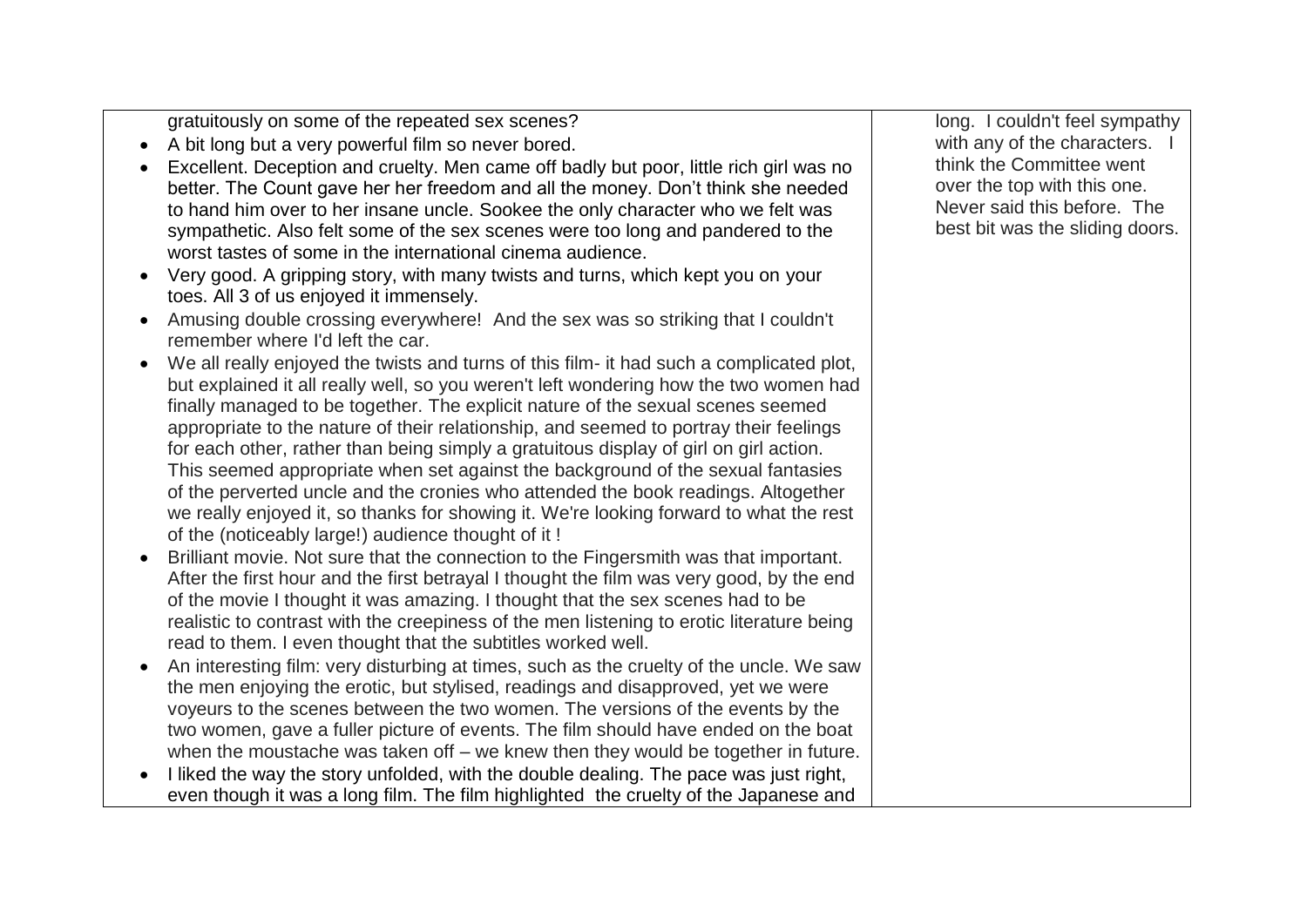| | |
|---|---|
| gratuitously on some of the repeated sex scenes?<br>• A bit long but a very powerful film so never bored.<br>• Excellent. Deception and cruelty. Men came off badly but poor, little rich girl was no better. The Count gave her her freedom and all the money. Don't think she needed to hand him over to her insane uncle. Sookee the only character who we felt was sympathetic. Also felt some of the sex scenes were too long and pandered to the worst tastes of some in the international cinema audience.<br>• Very good. A gripping story, with many twists and turns, which kept you on your toes. All 3 of us enjoyed it immensely.<br>• Amusing double crossing everywhere! And the sex was so striking that I couldn't remember where I'd left the car.<br>• We all really enjoyed the twists and turns of this film- it had such a complicated plot, but explained it all really well, so you weren't left wondering how the two women had finally managed to be together. The explicit nature of the sexual scenes seemed appropriate to the nature of their relationship, and seemed to portray their feelings for each other, rather than being simply a gratuitous display of girl on girl action. This seemed appropriate when set against the background of the sexual fantasies of the perverted uncle and the cronies who attended the book readings. Altogether we really enjoyed it, so thanks for showing it. We're looking forward to what the rest of the (noticeably large!) audience thought of it !<br>• Brilliant movie. Not sure that the connection to the Fingersmith was that important. After the first hour and the first betrayal I thought the film was very good, by the end of the movie I thought it was amazing. I thought that the sex scenes had to be realistic to contrast with the creepiness of the men listening to erotic literature being read to them. I even thought that the subtitles worked well.<br>• An interesting film: very disturbing at times, such as the cruelty of the uncle. We saw the men enjoying the erotic, but stylised, readings and disapproved, yet we were voyeurs to the scenes between the two women. The versions of the events by the two women, gave a fuller picture of events. The film should have ended on the boat when the moustache was taken off – we knew then they would be together in future.<br>• I liked the way the story unfolded, with the double dealing. The pace was just right, even though it was a long film. The film highlighted the cruelty of the Japanese and | long. I couldn't feel sympathy with any of the characters. I think the Committee went over the top with this one. Never said this before. The best bit was the sliding doors. |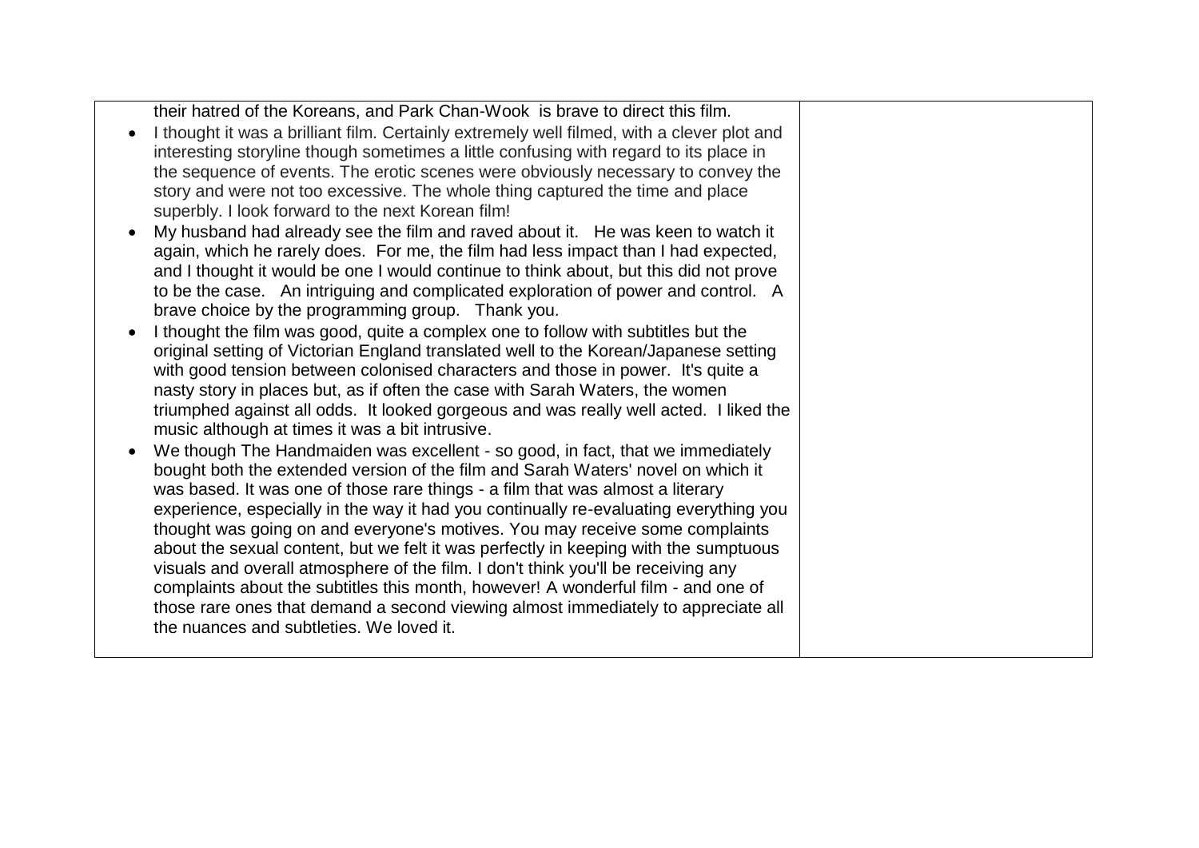| | |
|---|---|
| their hatred of the Koreans, and Park Chan-Wook is brave to direct this film.<br>• I thought it was a brilliant film. Certainly extremely well filmed, with a clever plot and interesting storyline though sometimes a little confusing with regard to its place in the sequence of events. The erotic scenes were obviously necessary to convey the story and were not too excessive. The whole thing captured the time and place superbly. I look forward to the next Korean film!<br>• My husband had already see the film and raved about it. He was keen to watch it again, which he rarely does. For me, the film had less impact than I had expected, and I thought it would be one I would continue to think about, but this did not prove to be the case. An intriguing and complicated exploration of power and control. A brave choice by the programming group. Thank you.<br>• I thought the film was good, quite a complex one to follow with subtitles but the original setting of Victorian England translated well to the Korean/Japanese setting with good tension between colonised characters and those in power. It's quite a nasty story in places but, as if often the case with Sarah Waters, the women triumphed against all odds. It looked gorgeous and was really well acted. I liked the music although at times it was a bit intrusive.<br>• We though The Handmaiden was excellent - so good, in fact, that we immediately bought both the extended version of the film and Sarah Waters' novel on which it was based. It was one of those rare things - a film that was almost a literary experience, especially in the way it had you continually re-evaluating everything you thought was going on and everyone's motives. You may receive some complaints about the sexual content, but we felt it was perfectly in keeping with the sumptuous visuals and overall atmosphere of the film. I don't think you'll be receiving any complaints about the subtitles this month, however! A wonderful film - and one of those rare ones that demand a second viewing almost immediately to appreciate all the nuances and subtleties. We loved it. | |